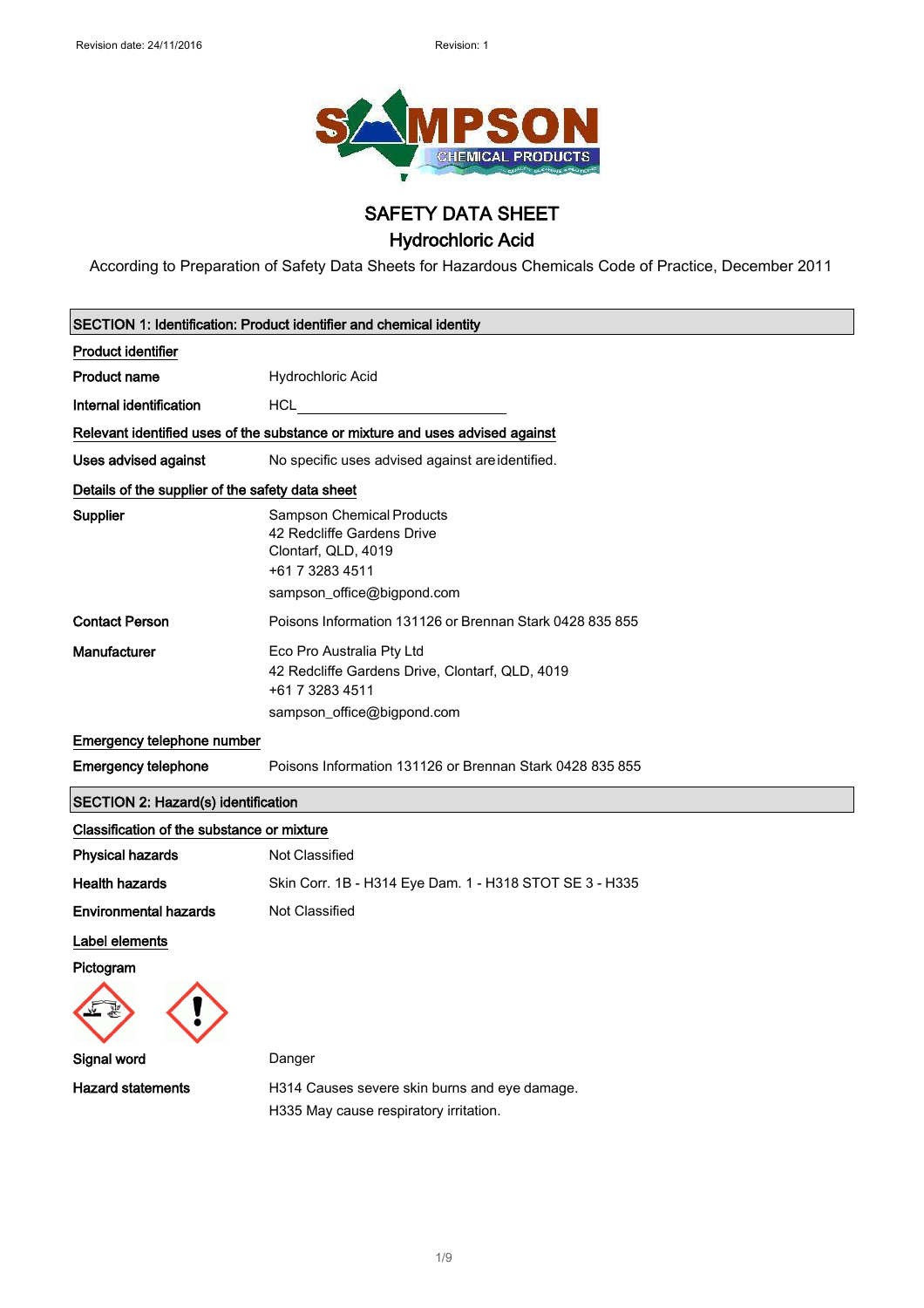# SAFETY DATA SHEET

## Hydrochloric Acid

According to Preparation of Safety Data Sheets for Hazardous Chemicals Code of Practice, December 2011

### SECTION 1: Identification: Product identifier and chemical identity

**Product identifier**

| | |
|---|---|
| **Product name** | Hydrochloric Acid |
| **Internal identification** | HCL |

**Relevant identified uses of the substance or mixture and uses advised against**

| | |
|---|---|
| **Uses advised against** | No specific uses advised against are identified. |

**Details of the supplier of the safety data sheet**

| | |
|---|---|
| **Supplier** | Sampson Chemical Products<br>42 Redcliffe Gardens Drive<br>Clontarf, QLD, 4019<br>+61 7 3283 4511<br>sampson_office@bigpond.com |
| **Contact Person** | Poisons Information 131126 or Brennan Stark 0428 835 855 |
| **Manufacturer** | Eco Pro Australia Pty Ltd<br>42 Redcliffe Gardens Drive, Clontarf, QLD, 4019<br>+61 7 3283 4511<br>sampson_office@bigpond.com |

**Emergency telephone number**

| | |
|---|---|
| **Emergency telephone** | Poisons Information 131126 or Brennan Stark 0428 835 855 |

### SECTION 2: Hazard(s) identification

**Classification of the substance or mixture**

| | |
|---|---|
| **Physical hazards** | Not Classified |
| **Health hazards** | Skin Corr. 1B - H314 Eye Dam. 1 - H318 STOT SE 3 - H335 |
| **Environmental hazards** | Not Classified |

**Label elements**

**Pictogram**

| | |
|---|---|
| **Signal word** | Danger |
| **Hazard statements** | H314 Causes severe skin burns and eye damage.<br>H335 May cause respiratory irritation. |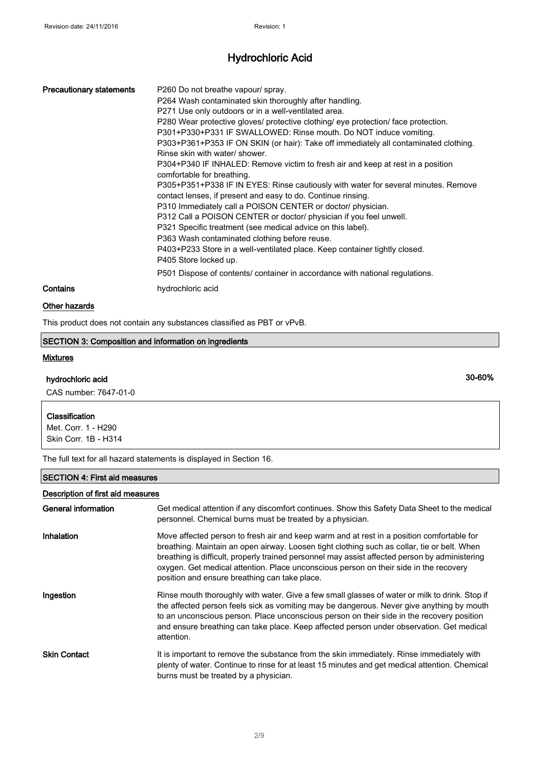# Hydrochloric Acid

| | |
|---|---|
| **Precautionary statements** | P260 Do not breathe vapour/ spray.<br>P264 Wash contaminated skin thoroughly after handling.<br>P271 Use only outdoors or in a well-ventilated area.<br>P280 Wear protective gloves/ protective clothing/ eye protection/ face protection.<br>P301+P330+P331 IF SWALLOWED: Rinse mouth. Do NOT induce vomiting.<br>P303+P361+P353 IF ON SKIN (or hair): Take off immediately all contaminated clothing. Rinse skin with water/ shower.<br>P304+P340 IF INHALED: Remove victim to fresh air and keep at rest in a position comfortable for breathing.<br>P305+P351+P338 IF IN EYES: Rinse cautiously with water for several minutes. Remove contact lenses, if present and easy to do. Continue rinsing.<br>P310 Immediately call a POISON CENTER or doctor/ physician.<br>P312 Call a POISON CENTER or doctor/ physician if you feel unwell.<br>P321 Specific treatment (see medical advice on this label).<br>P363 Wash contaminated clothing before reuse.<br>P403+P233 Store in a well-ventilated place. Keep container tightly closed.<br>P405 Store locked up.<br>P501 Dispose of contents/ container in accordance with national regulations. |
| **Contains** | hydrochloric acid |

**Other hazards**

This product does not contain any substances classified as PBT or vPvB.

## SECTION 3: Composition and information on ingredients

**Mixtures**

**hydrochloric acid** — 30-60%

CAS number: 7647-01-0

**Classification**
Met. Corr. 1 - H290
Skin Corr. 1B - H314

The full text for all hazard statements is displayed in Section 16.

## SECTION 4: First aid measures

**Description of first aid measures**

| | |
|---|---|
| **General information** | Get medical attention if any discomfort continues. Show this Safety Data Sheet to the medical personnel. Chemical burns must be treated by a physician. |
| **Inhalation** | Move affected person to fresh air and keep warm and at rest in a position comfortable for breathing. Maintain an open airway. Loosen tight clothing such as collar, tie or belt. When breathing is difficult, properly trained personnel may assist affected person by administering oxygen. Get medical attention. Place unconscious person on their side in the recovery position and ensure breathing can take place. |
| **Ingestion** | Rinse mouth thoroughly with water. Give a few small glasses of water or milk to drink. Stop if the affected person feels sick as vomiting may be dangerous. Never give anything by mouth to an unconscious person. Place unconscious person on their side in the recovery position and ensure breathing can take place. Keep affected person under observation. Get medical attention. |
| **Skin Contact** | It is important to remove the substance from the skin immediately. Rinse immediately with plenty of water. Continue to rinse for at least 15 minutes and get medical attention. Chemical burns must be treated by a physician. |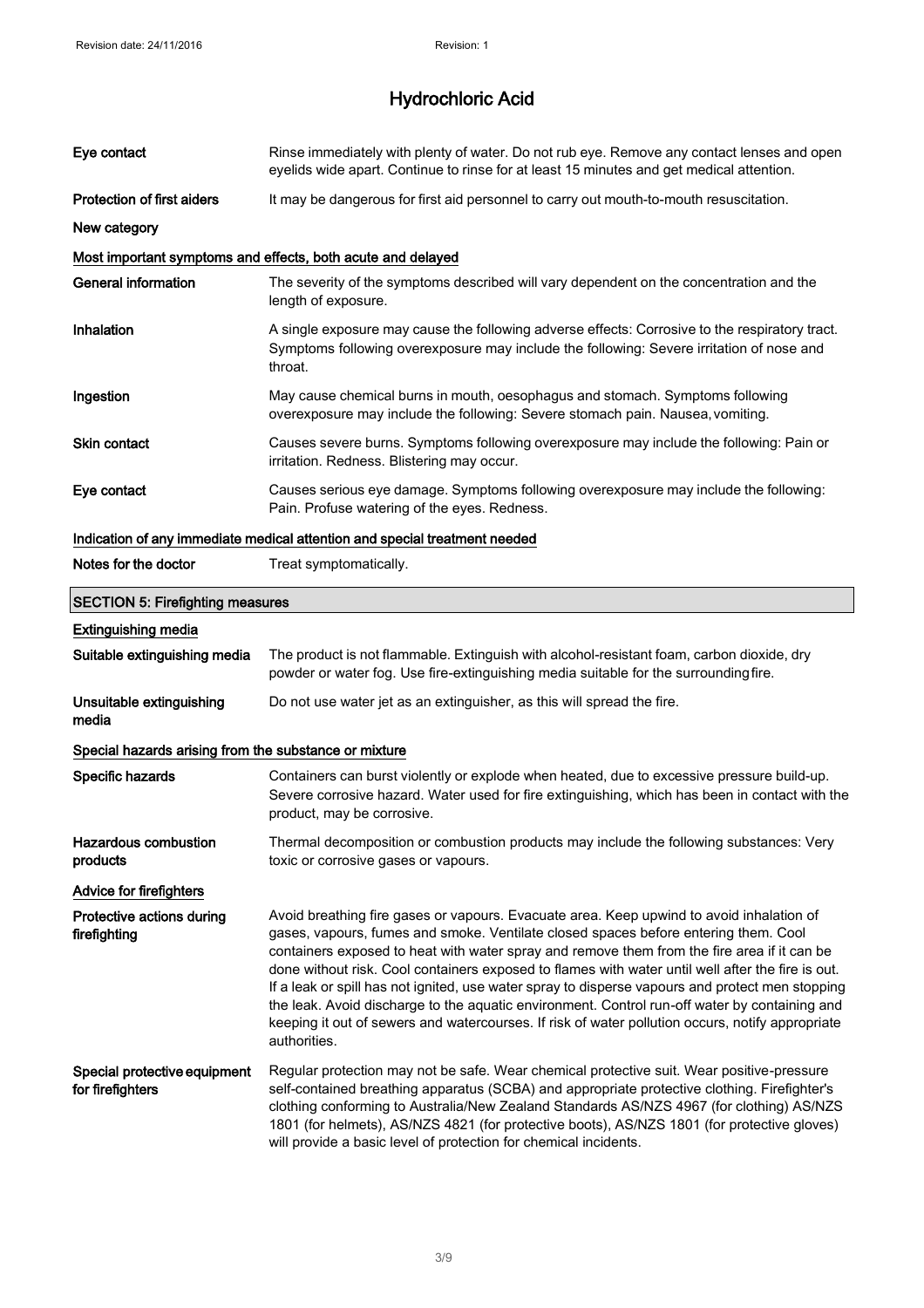| | |
|---|---|
| **Eye contact** | Rinse immediately with plenty of water. Do not rub eye. Remove any contact lenses and open eyelids wide apart. Continue to rinse for at least 15 minutes and get medical attention. |
| **Protection of first aiders** | It may be dangerous for first aid personnel to carry out mouth-to-mouth resuscitation. |

**New category**

#### Most important symptoms and effects, both acute and delayed

| | |
|---|---|
| **General information** | The severity of the symptoms described will vary dependent on the concentration and the length of exposure. |
| **Inhalation** | A single exposure may cause the following adverse effects: Corrosive to the respiratory tract. Symptoms following overexposure may include the following: Severe irritation of nose and throat. |
| **Ingestion** | May cause chemical burns in mouth, oesophagus and stomach. Symptoms following overexposure may include the following: Severe stomach pain. Nausea, vomiting. |
| **Skin contact** | Causes severe burns. Symptoms following overexposure may include the following: Pain or irritation. Redness. Blistering may occur. |
| **Eye contact** | Causes serious eye damage. Symptoms following overexposure may include the following: Pain. Profuse watering of the eyes. Redness. |

#### Indication of any immediate medical attention and special treatment needed

| | |
|---|---|
| **Notes for the doctor** | Treat symptomatically. |

## SECTION 5: Firefighting measures

#### Extinguishing media

| | |
|---|---|
| **Suitable extinguishing media** | The product is not flammable. Extinguish with alcohol-resistant foam, carbon dioxide, dry powder or water fog. Use fire-extinguishing media suitable for the surrounding fire. |
| **Unsuitable extinguishing media** | Do not use water jet as an extinguisher, as this will spread the fire. |

#### Special hazards arising from the substance or mixture

| | |
|---|---|
| **Specific hazards** | Containers can burst violently or explode when heated, due to excessive pressure build-up. Severe corrosive hazard. Water used for fire extinguishing, which has been in contact with the product, may be corrosive. |
| **Hazardous combustion products** | Thermal decomposition or combustion products may include the following substances: Very toxic or corrosive gases or vapours. |

#### Advice for firefighters

| | |
|---|---|
| **Protective actions during firefighting** | Avoid breathing fire gases or vapours. Evacuate area. Keep upwind to avoid inhalation of gases, vapours, fumes and smoke. Ventilate closed spaces before entering them. Cool containers exposed to heat with water spray and remove them from the fire area if it can be done without risk. Cool containers exposed to flames with water until well after the fire is out. If a leak or spill has not ignited, use water spray to disperse vapours and protect men stopping the leak. Avoid discharge to the aquatic environment. Control run-off water by containing and keeping it out of sewers and watercourses. If risk of water pollution occurs, notify appropriate authorities. |
| **Special protective equipment for firefighters** | Regular protection may not be safe. Wear chemical protective suit. Wear positive-pressure self-contained breathing apparatus (SCBA) and appropriate protective clothing. Firefighter's clothing conforming to Australia/New Zealand Standards AS/NZS 4967 (for clothing) AS/NZS 1801 (for helmets), AS/NZS 4821 (for protective boots), AS/NZS 1801 (for protective gloves) will provide a basic level of protection for chemical incidents. |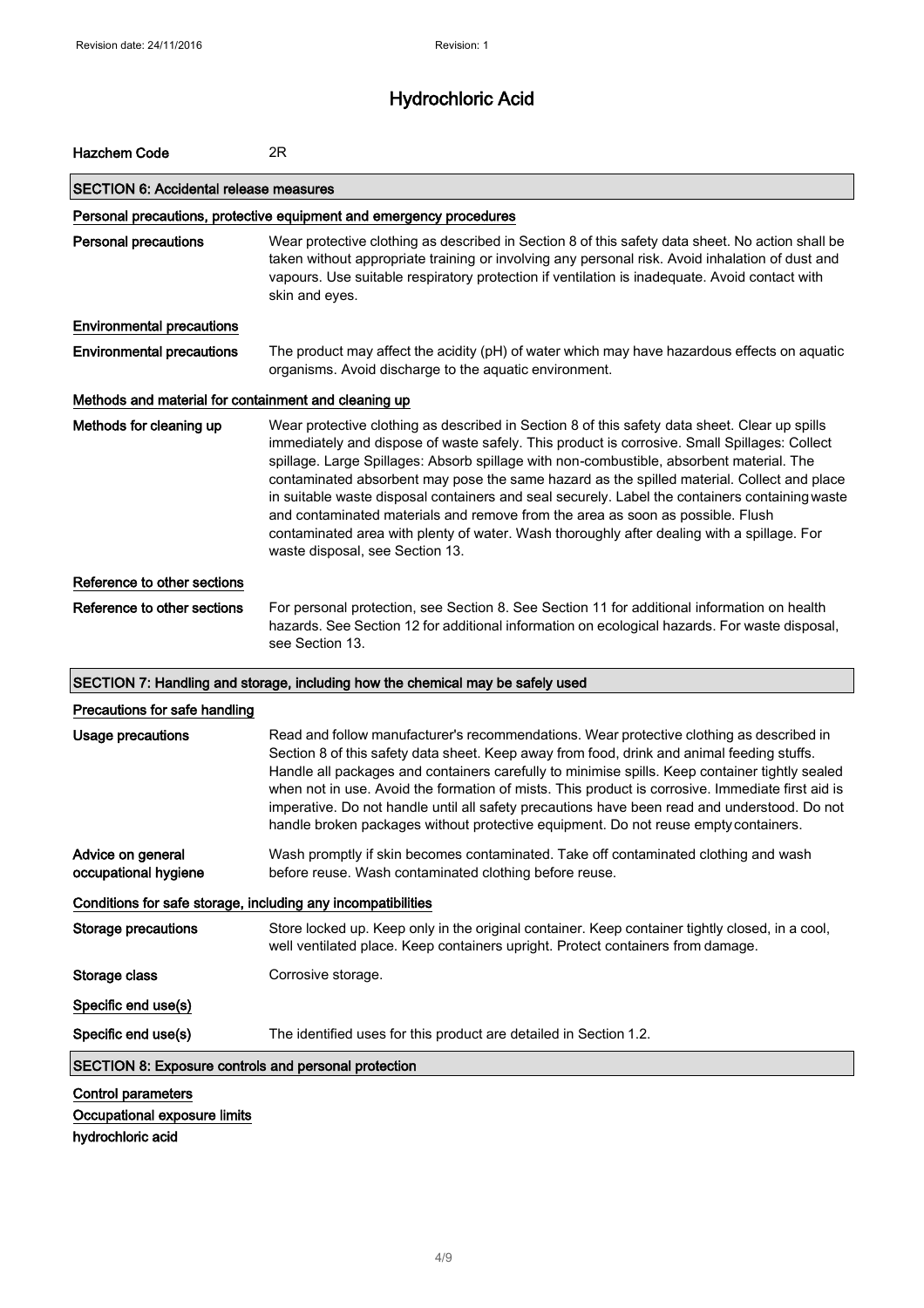# Hydrochloric Acid

| | |
|---|---|
| **Hazchem Code** | 2R |

## SECTION 6: Accidental release measures

### Personal precautions, protective equipment and emergency procedures

| | |
|---|---|
| **Personal precautions** | Wear protective clothing as described in Section 8 of this safety data sheet. No action shall be taken without appropriate training or involving any personal risk. Avoid inhalation of dust and vapours. Use suitable respiratory protection if ventilation is inadequate. Avoid contact with skin and eyes. |

### Environmental precautions

| | |
|---|---|
| **Environmental precautions** | The product may affect the acidity (pH) of water which may have hazardous effects on aquatic organisms. Avoid discharge to the aquatic environment. |

### Methods and material for containment and cleaning up

| | |
|---|---|
| **Methods for cleaning up** | Wear protective clothing as described in Section 8 of this safety data sheet. Clear up spills immediately and dispose of waste safely. This product is corrosive. Small Spillages: Collect spillage. Large Spillages: Absorb spillage with non-combustible, absorbent material. The contaminated absorbent may pose the same hazard as the spilled material. Collect and place in suitable waste disposal containers and seal securely. Label the containers containing waste and contaminated materials and remove from the area as soon as possible. Flush contaminated area with plenty of water. Wash thoroughly after dealing with a spillage. For waste disposal, see Section 13. |

### Reference to other sections

| | |
|---|---|
| **Reference to other sections** | For personal protection, see Section 8. See Section 11 for additional information on health hazards. See Section 12 for additional information on ecological hazards. For waste disposal, see Section 13. |

## SECTION 7: Handling and storage, including how the chemical may be safely used

### Precautions for safe handling

| | |
|---|---|
| **Usage precautions** | Read and follow manufacturer's recommendations. Wear protective clothing as described in Section 8 of this safety data sheet. Keep away from food, drink and animal feeding stuffs. Handle all packages and containers carefully to minimise spills. Keep container tightly sealed when not in use. Avoid the formation of mists. This product is corrosive. Immediate first aid is imperative. Do not handle until all safety precautions have been read and understood. Do not handle broken packages without protective equipment. Do not reuse empty containers. |
| **Advice on general occupational hygiene** | Wash promptly if skin becomes contaminated. Take off contaminated clothing and wash before reuse. Wash contaminated clothing before reuse. |

### Conditions for safe storage, including any incompatibilities

| | |
|---|---|
| **Storage precautions** | Store locked up. Keep only in the original container. Keep container tightly closed, in a cool, well ventilated place. Keep containers upright. Protect containers from damage. |
| **Storage class** | Corrosive storage. |

### Specific end use(s)

| | |
|---|---|
| **Specific end use(s)** | The identified uses for this product are detailed in Section 1.2. |

## SECTION 8: Exposure controls and personal protection

### Control parameters

### Occupational exposure limits

**hydrochloric acid**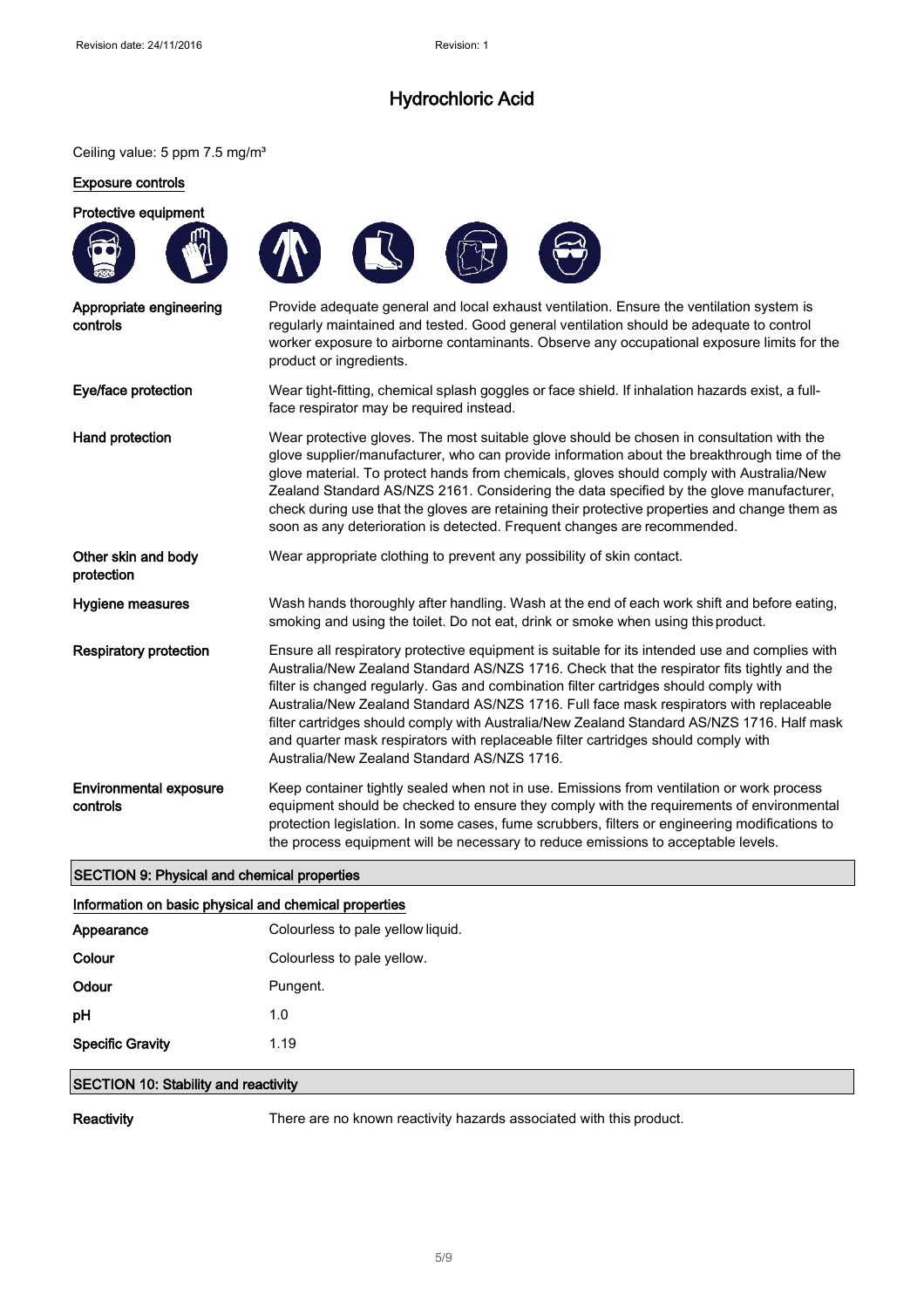Ceiling value: 5 ppm 7.5 mg/m³

### Exposure controls

**Protective equipment**

| | |
|---|---|
| **Appropriate engineering controls** | Provide adequate general and local exhaust ventilation. Ensure the ventilation system is regularly maintained and tested. Good general ventilation should be adequate to control worker exposure to airborne contaminants. Observe any occupational exposure limits for the product or ingredients. |
| **Eye/face protection** | Wear tight-fitting, chemical splash goggles or face shield. If inhalation hazards exist, a full-face respirator may be required instead. |
| **Hand protection** | Wear protective gloves. The most suitable glove should be chosen in consultation with the glove supplier/manufacturer, who can provide information about the breakthrough time of the glove material. To protect hands from chemicals, gloves should comply with Australia/New Zealand Standard AS/NZS 2161. Considering the data specified by the glove manufacturer, check during use that the gloves are retaining their protective properties and change them as soon as any deterioration is detected. Frequent changes are recommended. |
| **Other skin and body protection** | Wear appropriate clothing to prevent any possibility of skin contact. |
| **Hygiene measures** | Wash hands thoroughly after handling. Wash at the end of each work shift and before eating, smoking and using the toilet. Do not eat, drink or smoke when using this product. |
| **Respiratory protection** | Ensure all respiratory protective equipment is suitable for its intended use and complies with Australia/New Zealand Standard AS/NZS 1716. Check that the respirator fits tightly and the filter is changed regularly. Gas and combination filter cartridges should comply with Australia/New Zealand Standard AS/NZS 1716. Full face mask respirators with replaceable filter cartridges should comply with Australia/New Zealand Standard AS/NZS 1716. Half mask and quarter mask respirators with replaceable filter cartridges should comply with Australia/New Zealand Standard AS/NZS 1716. |
| **Environmental exposure controls** | Keep container tightly sealed when not in use. Emissions from ventilation or work process equipment should be checked to ensure they comply with the requirements of environmental protection legislation. In some cases, fume scrubbers, filters or engineering modifications to the process equipment will be necessary to reduce emissions to acceptable levels. |

## SECTION 9: Physical and chemical properties

### Information on basic physical and chemical properties

| | |
|---|---|
| **Appearance** | Colourless to pale yellow liquid. |
| **Colour** | Colourless to pale yellow. |
| **Odour** | Pungent. |
| **pH** | 1.0 |
| **Specific Gravity** | 1.19 |

## SECTION 10: Stability and reactivity

| | |
|---|---|
| **Reactivity** | There are no known reactivity hazards associated with this product. |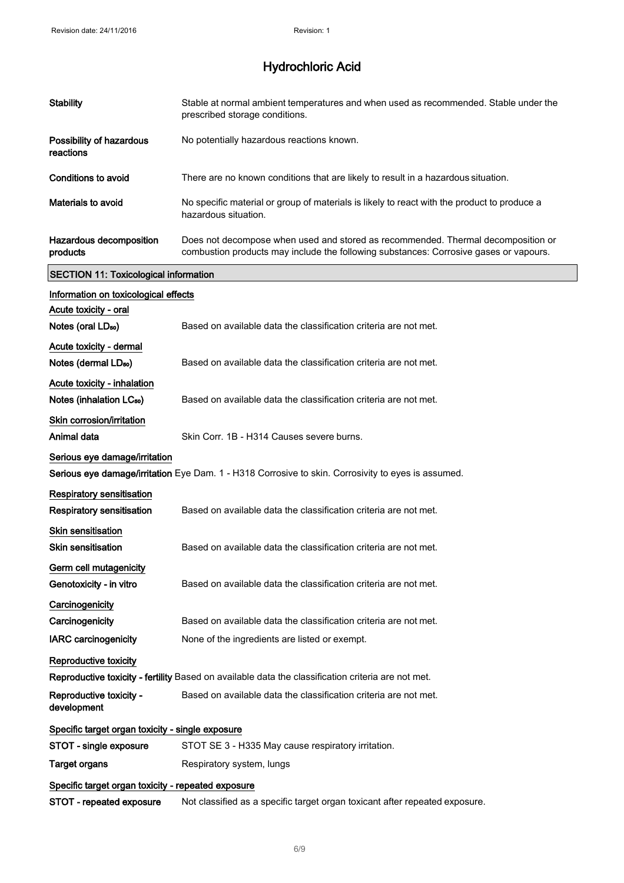**Stability** Stable at normal ambient temperatures and when used as recommended. Stable under the prescribed storage conditions.

**Possibility of hazardous reactions** No potentially hazardous reactions known.

**Conditions to avoid** There are no known conditions that are likely to result in a hazardous situation.

**Materials to avoid** No specific material or group of materials is likely to react with the product to produce a hazardous situation.

**Hazardous decomposition products** Does not decompose when used and stored as recommended. Thermal decomposition or combustion products may include the following substances: Corrosive gases or vapours.

## SECTION 11: Toxicological information

**Information on toxicological effects**

**Acute toxicity - oral**

**Notes (oral $LD_{50}$)** Based on available data the classification criteria are not met.

**Acute toxicity - dermal**

**Notes (dermal $LD_{50}$)** Based on available data the classification criteria are not met.

**Acute toxicity - inhalation**

**Notes (inhalation $LC_{50}$)** Based on available data the classification criteria are not met.

**Skin corrosion/irritation**

**Animal data** Skin Corr. 1B - H314 Causes severe burns.

**Serious eye damage/irritation**

**Serious eye damage/irritation** Eye Dam. 1 - H318 Corrosive to skin. Corrosivity to eyes is assumed.

**Respiratory sensitisation**

**Respiratory sensitisation** Based on available data the classification criteria are not met.

**Skin sensitisation**

**Skin sensitisation** Based on available data the classification criteria are not met.

**Germ cell mutagenicity**

**Genotoxicity - in vitro** Based on available data the classification criteria are not met.

**Carcinogenicity**

**Carcinogenicity** Based on available data the classification criteria are not met.

**IARC carcinogenicity** None of the ingredients are listed or exempt.

**Reproductive toxicity**

**Reproductive toxicity - fertility** Based on available data the classification criteria are not met.

**Reproductive toxicity - development** Based on available data the classification criteria are not met.

**Specific target organ toxicity - single exposure**

**STOT - single exposure** STOT SE 3 - H335 May cause respiratory irritation.

**Target organs** Respiratory system, lungs

**Specific target organ toxicity - repeated exposure**

**STOT - repeated exposure** Not classified as a specific target organ toxicant after repeated exposure.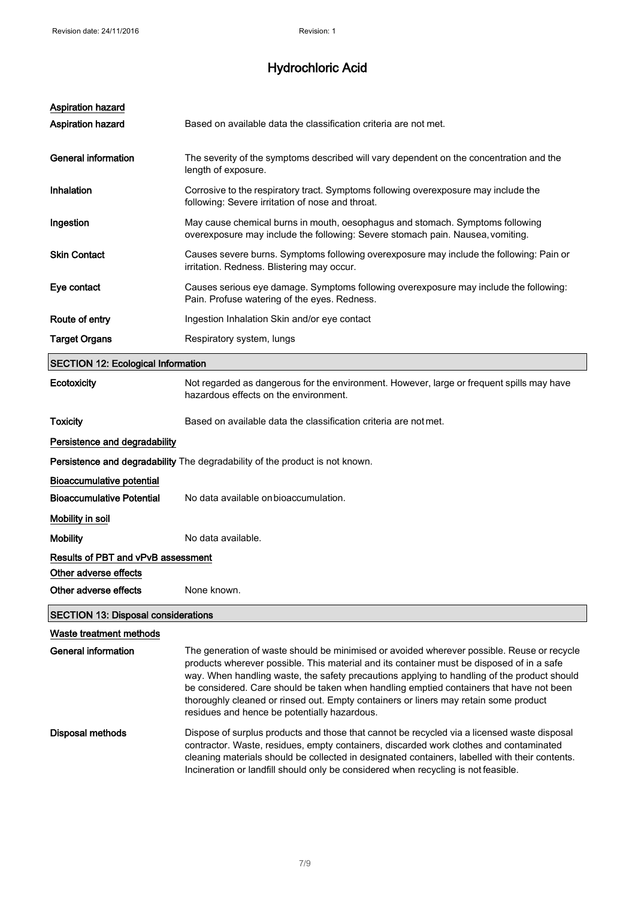# Hydrochloric Acid

### Aspiration hazard

**Aspiration hazard** Based on available data the classification criteria are not met.

**General information** The severity of the symptoms described will vary dependent on the concentration and the length of exposure.

**Inhalation** Corrosive to the respiratory tract. Symptoms following overexposure may include the following: Severe irritation of nose and throat.

**Ingestion** May cause chemical burns in mouth, oesophagus and stomach. Symptoms following overexposure may include the following: Severe stomach pain. Nausea, vomiting.

**Skin Contact** Causes severe burns. Symptoms following overexposure may include the following: Pain or irritation. Redness. Blistering may occur.

**Eye contact** Causes serious eye damage. Symptoms following overexposure may include the following: Pain. Profuse watering of the eyes. Redness.

**Route of entry** Ingestion Inhalation Skin and/or eye contact

**Target Organs** Respiratory system, lungs

## SECTION 12: Ecological Information

**Ecotoxicity** Not regarded as dangerous for the environment. However, large or frequent spills may have hazardous effects on the environment.

**Toxicity** Based on available data the classification criteria are not met.

### Persistence and degradability

**Persistence and degradability** The degradability of the product is not known.

### Bioaccumulative potential

**Bioaccumulative Potential** No data available on bioaccumulation.

### Mobility in soil

**Mobility** No data available.

### Results of PBT and vPvB assessment

### Other adverse effects

**Other adverse effects** None known.

## SECTION 13: Disposal considerations

### Waste treatment methods

**General information** The generation of waste should be minimised or avoided wherever possible. Reuse or recycle products wherever possible. This material and its container must be disposed of in a safe way. When handling waste, the safety precautions applying to handling of the product should be considered. Care should be taken when handling emptied containers that have not been thoroughly cleaned or rinsed out. Empty containers or liners may retain some product residues and hence be potentially hazardous.

**Disposal methods** Dispose of surplus products and those that cannot be recycled via a licensed waste disposal contractor. Waste, residues, empty containers, discarded work clothes and contaminated cleaning materials should be collected in designated containers, labelled with their contents. Incineration or landfill should only be considered when recycling is not feasible.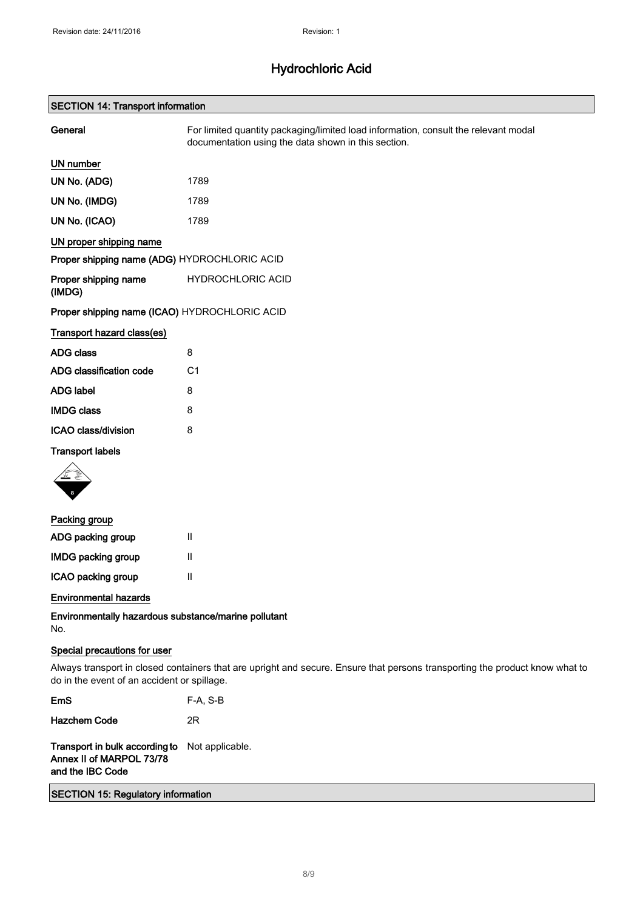# Hydrochloric Acid

## SECTION 14: Transport information

**General** For limited quantity packaging/limited load information, consult the relevant modal documentation using the data shown in this section.

### UN number

| | |
|---|---|
| **UN No. (ADG)** | 1789 |
| **UN No. (IMDG)** | 1789 |
| **UN No. (ICAO)** | 1789 |

### UN proper shipping name

**Proper shipping name (ADG)** HYDROCHLORIC ACID

**Proper shipping name (IMDG)** HYDROCHLORIC ACID

**Proper shipping name (ICAO)** HYDROCHLORIC ACID

### Transport hazard class(es)

| | |
|---|---|
| **ADG class** | 8 |
| **ADG classification code** | C1 |
| **ADG label** | 8 |
| **IMDG class** | 8 |
| **ICAO class/division** | 8 |

**Transport labels**

### Packing group

| | |
|---|---|
| **ADG packing group** | II |
| **IMDG packing group** | II |
| **ICAO packing group** | II |

### Environmental hazards

**Environmentally hazardous substance/marine pollutant**

No.

### Special precautions for user

Always transport in closed containers that are upright and secure. Ensure that persons transporting the product know what to do in the event of an accident or spillage.

| | |
|---|---|
| **EmS** | F-A, S-B |
| **Hazchem Code** | 2R |

**Transport in bulk according to Annex II of MARPOL 73/78 and the IBC Code** Not applicable.

## SECTION 15: Regulatory information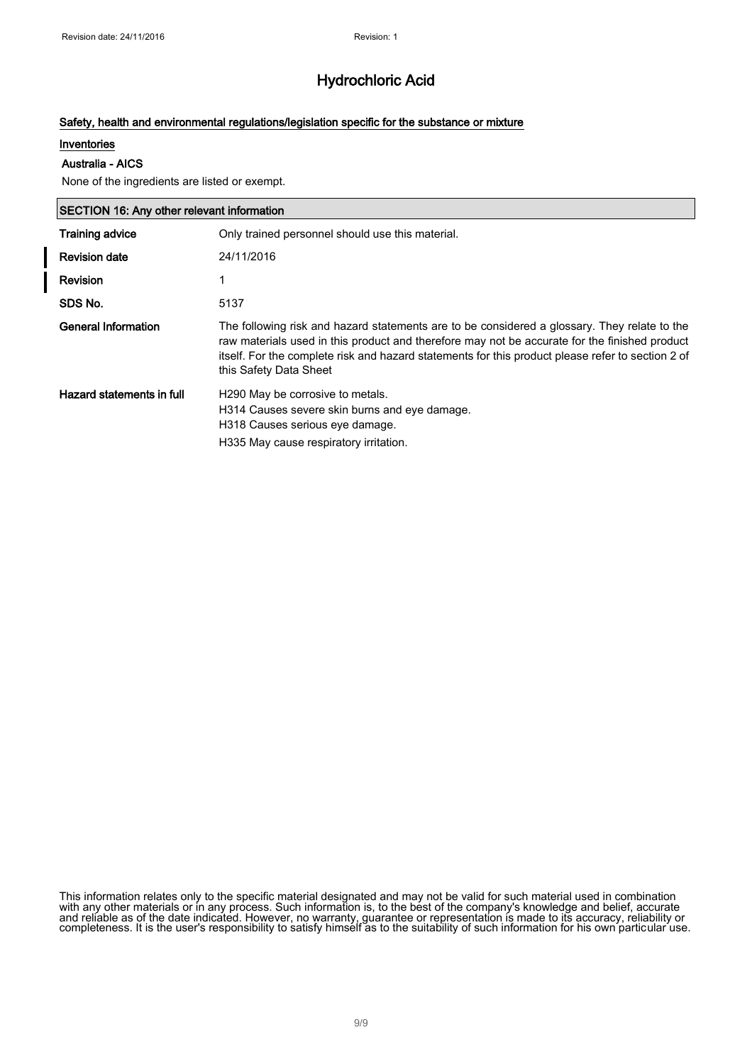# Hydrochloric Acid

## Safety, health and environmental regulations/legislation specific for the substance or mixture

### Inventories

**Australia - AICS**

None of the ingredients are listed or exempt.

## SECTION 16: Any other relevant information

| | |
|---|---|
| **Training advice** | Only trained personnel should use this material. |
| **Revision date** | 24/11/2016 |
| **Revision** | 1 |
| **SDS No.** | 5137 |
| **General Information** | The following risk and hazard statements are to be considered a glossary. They relate to the raw materials used in this product and therefore may not be accurate for the finished product itself. For the complete risk and hazard statements for this product please refer to section 2 of this Safety Data Sheet |
| **Hazard statements in full** | H290 May be corrosive to metals.<br>H314 Causes severe skin burns and eye damage.<br>H318 Causes serious eye damage.<br>H335 May cause respiratory irritation. |

This information relates only to the specific material designated and may not be valid for such material used in combination with any other materials or in any process. Such information is, to the best of the company's knowledge and belief, accurate and reliable as of the date indicated. However, no warranty, guarantee or representation is made to its accuracy, reliability or completeness. It is the user's responsibility to satisfy himself as to the suitability of such information for his own particular use.